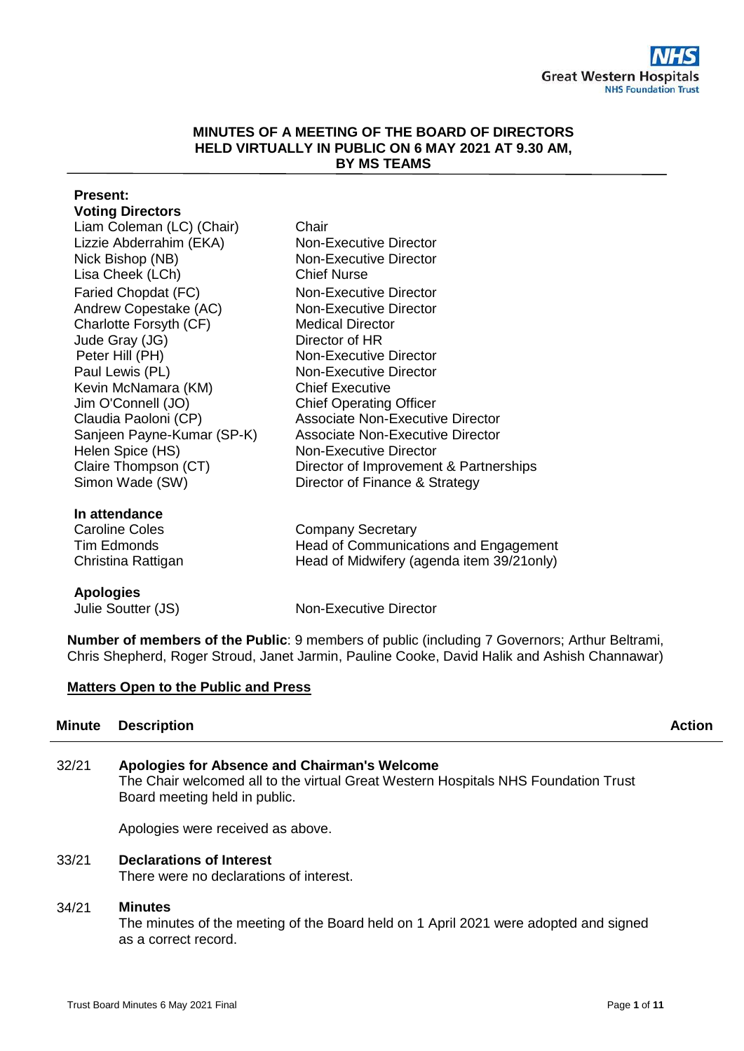# MINUTES OF A MEETING OF THE BOARD OF DIRECTORS HELD VIRTUALLY IN PUBLIC ON 6 MAY 2021 AT 9.30 AM, BY MS TEAMS

**Present:**

**Voting Directors**

| | |
|---|---|
| Liam Coleman (LC) (Chair) | Chair |
| Lizzie Abderrahim (EKA) | Non-Executive Director |
| Nick Bishop (NB) | Non-Executive Director |
| Lisa Cheek (LCh) | Chief Nurse |
| Faried Chopdat (FC) | Non-Executive Director |
| Andrew Copestake (AC) | Non-Executive Director |
| Charlotte Forsyth (CF) | Medical Director |
| Jude Gray (JG) | Director of HR |
| Peter Hill (PH) | Non-Executive Director |
| Paul Lewis (PL) | Non-Executive Director |
| Kevin McNamara (KM) | Chief Executive |
| Jim O'Connell (JO) | Chief Operating Officer |
| Claudia Paoloni (CP) | Associate Non-Executive Director |
| Sanjeen Payne-Kumar (SP-K) | Associate Non-Executive Director |
| Helen Spice (HS) | Non-Executive Director |
| Claire Thompson (CT) | Director of Improvement & Partnerships |
| Simon Wade (SW) | Director of Finance & Strategy |

**In attendance**

| | |
|---|---|
| Caroline Coles | Company Secretary |
| Tim Edmonds | Head of Communications and Engagement |
| Christina Rattigan | Head of Midwifery (agenda item 39/21only) |

**Apologies**

| | |
|---|---|
| Julie Soutter (JS) | Non-Executive Director |

**Number of members of the Public**: 9 members of public (including 7 Governors; Arthur Beltrami, Chris Shepherd, Roger Stroud, Janet Jarmin, Pauline Cooke, David Halik and Ashish Channawar)

**<u>Matters Open to the Public and Press</u>**

| Minute | Description | Action |
|---|---|---|
| 32/21 | **Apologies for Absence and Chairman's Welcome**<br>The Chair welcomed all to the virtual Great Western Hospitals NHS Foundation Trust Board meeting held in public.<br><br>Apologies were received as above. | |
| 33/21 | **Declarations of Interest**<br>There were no declarations of interest. | |
| 34/21 | **Minutes**<br>The minutes of the meeting of the Board held on 1 April 2021 were adopted and signed as a correct record. | |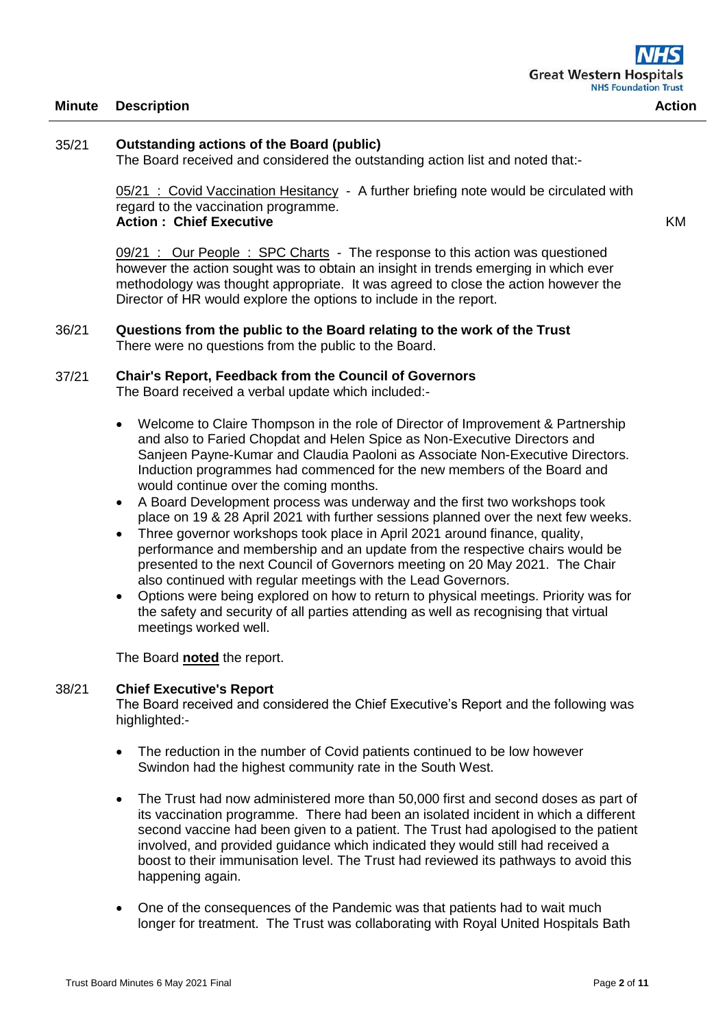| Minute | Description | Action |
|---|---|---|

**35/21 Outstanding actions of the Board (public)**

The Board received and considered the outstanding action list and noted that:-

05/21 : Covid Vaccination Hesitancy - A further briefing note would be circulated with regard to the vaccination programme.
**Action : Chief Executive** — KM

09/21 : Our People : SPC Charts - The response to this action was questioned however the action sought was to obtain an insight in trends emerging in which ever methodology was thought appropriate. It was agreed to close the action however the Director of HR would explore the options to include in the report.

**36/21 Questions from the public to the Board relating to the work of the Trust**

There were no questions from the public to the Board.

**37/21 Chair's Report, Feedback from the Council of Governors**

The Board received a verbal update which included:-

- Welcome to Claire Thompson in the role of Director of Improvement & Partnership and also to Faried Chopdat and Helen Spice as Non-Executive Directors and Sanjeen Payne-Kumar and Claudia Paoloni as Associate Non-Executive Directors. Induction programmes had commenced for the new members of the Board and would continue over the coming months.
- A Board Development process was underway and the first two workshops took place on 19 & 28 April 2021 with further sessions planned over the next few weeks.
- Three governor workshops took place in April 2021 around finance, quality, performance and membership and an update from the respective chairs would be presented to the next Council of Governors meeting on 20 May 2021. The Chair also continued with regular meetings with the Lead Governors.
- Options were being explored on how to return to physical meetings. Priority was for the safety and security of all parties attending as well as recognising that virtual meetings worked well.

The Board **noted** the report.

**38/21 Chief Executive's Report**

The Board received and considered the Chief Executive's Report and the following was highlighted:-

- The reduction in the number of Covid patients continued to be low however Swindon had the highest community rate in the South West.

- The Trust had now administered more than 50,000 first and second doses as part of its vaccination programme. There had been an isolated incident in which a different second vaccine had been given to a patient. The Trust had apologised to the patient involved, and provided guidance which indicated they would still had received a boost to their immunisation level. The Trust had reviewed its pathways to avoid this happening again.

- One of the consequences of the Pandemic was that patients had to wait much longer for treatment. The Trust was collaborating with Royal United Hospitals Bath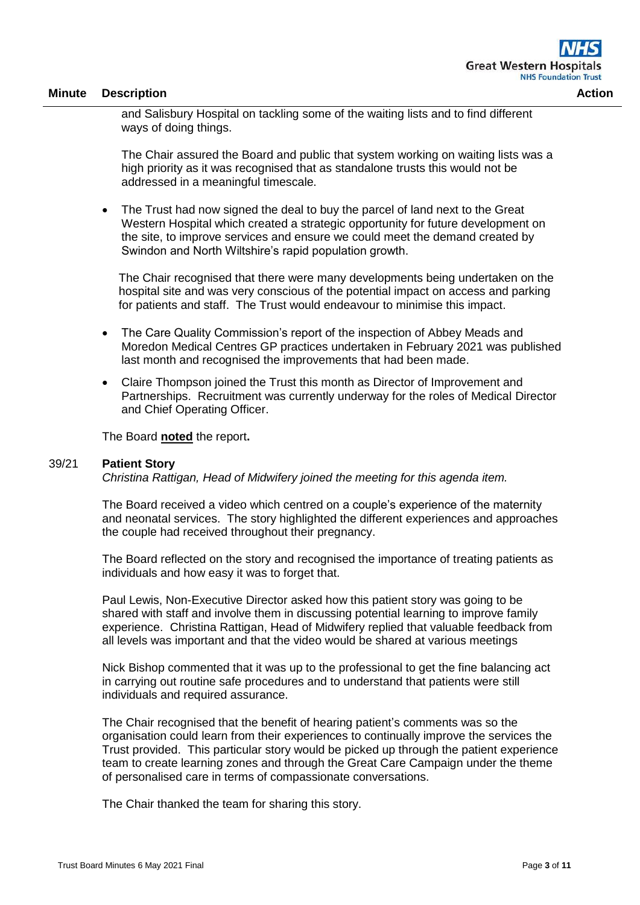| Minute | Description | Action |
|---|---|---|

and Salisbury Hospital on tackling some of the waiting lists and to find different ways of doing things.

The Chair assured the Board and public that system working on waiting lists was a high priority as it was recognised that as standalone trusts this would not be addressed in a meaningful timescale.

- The Trust had now signed the deal to buy the parcel of land next to the Great Western Hospital which created a strategic opportunity for future development on the site, to improve services and ensure we could meet the demand created by Swindon and North Wiltshire's rapid population growth.

  The Chair recognised that there were many developments being undertaken on the hospital site and was very conscious of the potential impact on access and parking for patients and staff. The Trust would endeavour to minimise this impact.

- The Care Quality Commission's report of the inspection of Abbey Meads and Moredon Medical Centres GP practices undertaken in February 2021 was published last month and recognised the improvements that had been made.
- Claire Thompson joined the Trust this month as Director of Improvement and Partnerships. Recruitment was currently underway for the roles of Medical Director and Chief Operating Officer.

The Board **noted** the report**.**

**39/21 Patient Story**

*Christina Rattigan, Head of Midwifery joined the meeting for this agenda item.*

The Board received a video which centred on a couple's experience of the maternity and neonatal services. The story highlighted the different experiences and approaches the couple had received throughout their pregnancy.

The Board reflected on the story and recognised the importance of treating patients as individuals and how easy it was to forget that.

Paul Lewis, Non-Executive Director asked how this patient story was going to be shared with staff and involve them in discussing potential learning to improve family experience. Christina Rattigan, Head of Midwifery replied that valuable feedback from all levels was important and that the video would be shared at various meetings

Nick Bishop commented that it was up to the professional to get the fine balancing act in carrying out routine safe procedures and to understand that patients were still individuals and required assurance.

The Chair recognised that the benefit of hearing patient's comments was so the organisation could learn from their experiences to continually improve the services the Trust provided. This particular story would be picked up through the patient experience team to create learning zones and through the Great Care Campaign under the theme of personalised care in terms of compassionate conversations.

The Chair thanked the team for sharing this story.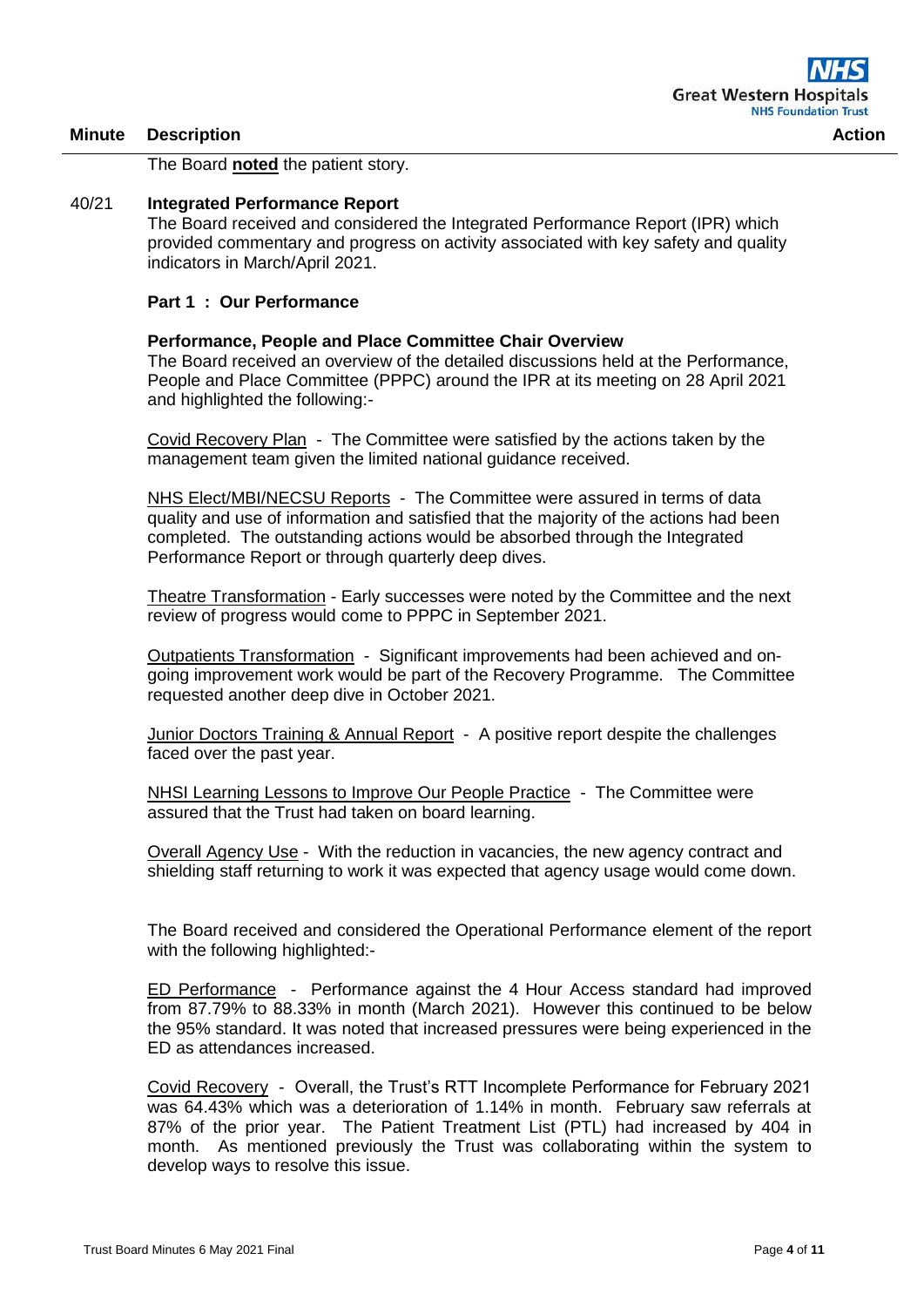| Minute | Description | Action |
|---|---|---|

The Board **noted** the patient story.

40/21 **Integrated Performance Report**

The Board received and considered the Integrated Performance Report (IPR) which provided commentary and progress on activity associated with key safety and quality indicators in March/April 2021.

**Part 1 : Our Performance**

**Performance, People and Place Committee Chair Overview**

The Board received an overview of the detailed discussions held at the Performance, People and Place Committee (PPPC) around the IPR at its meeting on 28 April 2021 and highlighted the following:-

Covid Recovery Plan - The Committee were satisfied by the actions taken by the management team given the limited national guidance received.

NHS Elect/MBI/NECSU Reports - The Committee were assured in terms of data quality and use of information and satisfied that the majority of the actions had been completed. The outstanding actions would be absorbed through the Integrated Performance Report or through quarterly deep dives.

Theatre Transformation - Early successes were noted by the Committee and the next review of progress would come to PPPC in September 2021.

Outpatients Transformation - Significant improvements had been achieved and on-going improvement work would be part of the Recovery Programme. The Committee requested another deep dive in October 2021.

Junior Doctors Training & Annual Report - A positive report despite the challenges faced over the past year.

NHSI Learning Lessons to Improve Our People Practice - The Committee were assured that the Trust had taken on board learning.

Overall Agency Use - With the reduction in vacancies, the new agency contract and shielding staff returning to work it was expected that agency usage would come down.

The Board received and considered the Operational Performance element of the report with the following highlighted:-

ED Performance - Performance against the 4 Hour Access standard had improved from 87.79% to 88.33% in month (March 2021). However this continued to be below the 95% standard. It was noted that increased pressures were being experienced in the ED as attendances increased.

Covid Recovery - Overall, the Trust's RTT Incomplete Performance for February 2021 was 64.43% which was a deterioration of 1.14% in month. February saw referrals at 87% of the prior year. The Patient Treatment List (PTL) had increased by 404 in month. As mentioned previously the Trust was collaborating within the system to develop ways to resolve this issue.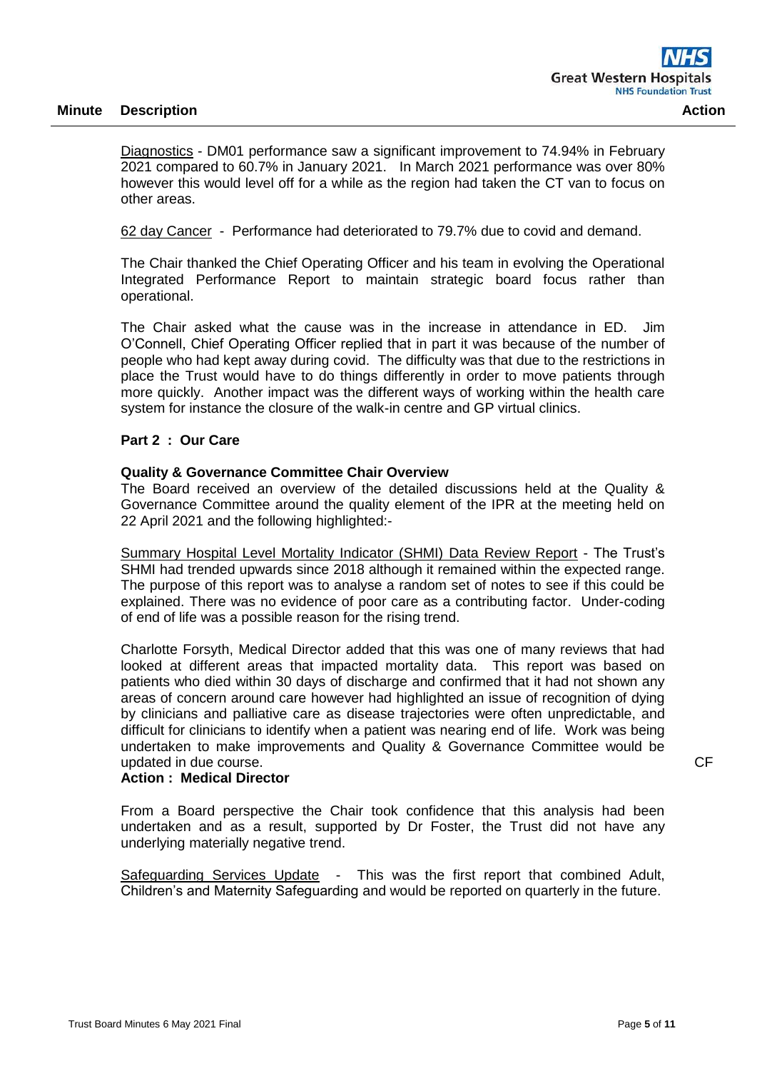| Minute | Description | Action |
|---|---|---|

Diagnostics - DM01 performance saw a significant improvement to 74.94% in February 2021 compared to 60.7% in January 2021. In March 2021 performance was over 80% however this would level off for a while as the region had taken the CT van to focus on other areas.

62 day Cancer - Performance had deteriorated to 79.7% due to covid and demand.

The Chair thanked the Chief Operating Officer and his team in evolving the Operational Integrated Performance Report to maintain strategic board focus rather than operational.

The Chair asked what the cause was in the increase in attendance in ED. Jim O'Connell, Chief Operating Officer replied that in part it was because of the number of people who had kept away during covid. The difficulty was that due to the restrictions in place the Trust would have to do things differently in order to move patients through more quickly. Another impact was the different ways of working within the health care system for instance the closure of the walk-in centre and GP virtual clinics.

**Part 2 : Our Care**

**Quality & Governance Committee Chair Overview**

The Board received an overview of the detailed discussions held at the Quality & Governance Committee around the quality element of the IPR at the meeting held on 22 April 2021 and the following highlighted:-

Summary Hospital Level Mortality Indicator (SHMI) Data Review Report - The Trust's SHMI had trended upwards since 2018 although it remained within the expected range. The purpose of this report was to analyse a random set of notes to see if this could be explained. There was no evidence of poor care as a contributing factor. Under-coding of end of life was a possible reason for the rising trend.

Charlotte Forsyth, Medical Director added that this was one of many reviews that had looked at different areas that impacted mortality data. This report was based on patients who died within 30 days of discharge and confirmed that it had not shown any areas of concern around care however had highlighted an issue of recognition of dying by clinicians and palliative care as disease trajectories were often unpredictable, and difficult for clinicians to identify when a patient was nearing end of life. Work was being undertaken to make improvements and Quality & Governance Committee would be updated in due course. — **CF**

**Action : Medical Director**

From a Board perspective the Chair took confidence that this analysis had been undertaken and as a result, supported by Dr Foster, the Trust did not have any underlying materially negative trend.

Safeguarding Services Update - This was the first report that combined Adult, Children's and Maternity Safeguarding and would be reported on quarterly in the future.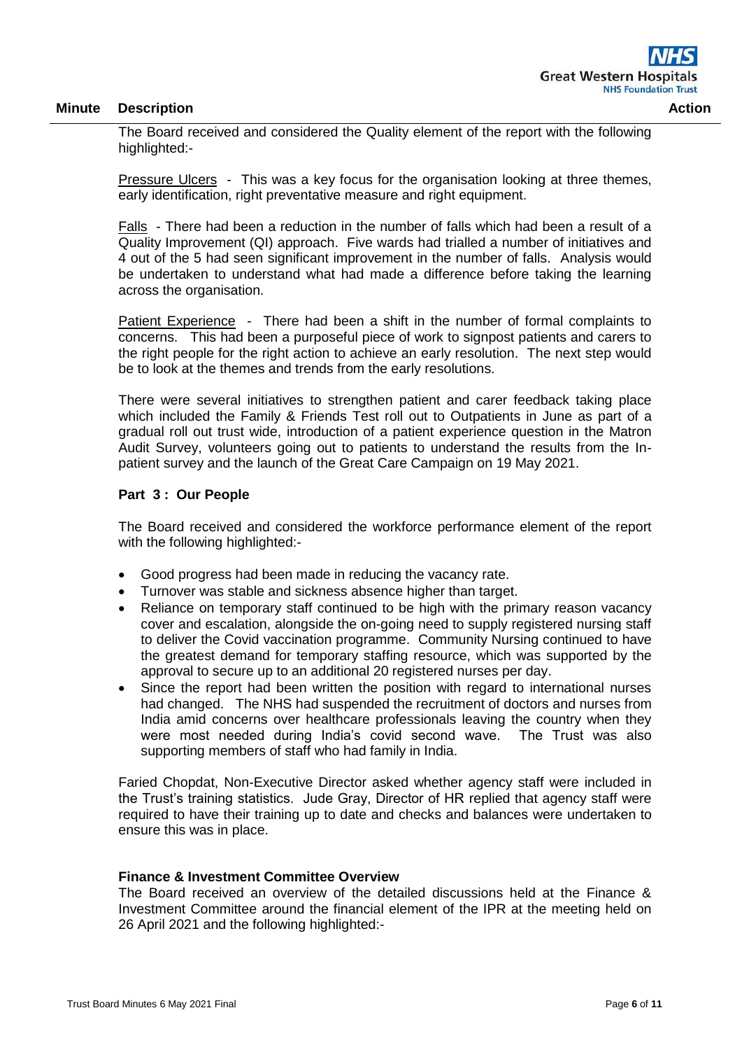The Board received and considered the Quality element of the report with the following highlighted:-

Pressure Ulcers - This was a key focus for the organisation looking at three themes, early identification, right preventative measure and right equipment.

Falls - There had been a reduction in the number of falls which had been a result of a Quality Improvement (QI) approach. Five wards had trialled a number of initiatives and 4 out of the 5 had seen significant improvement in the number of falls. Analysis would be undertaken to understand what had made a difference before taking the learning across the organisation.

Patient Experience - There had been a shift in the number of formal complaints to concerns. This had been a purposeful piece of work to signpost patients and carers to the right people for the right action to achieve an early resolution. The next step would be to look at the themes and trends from the early resolutions.

There were several initiatives to strengthen patient and carer feedback taking place which included the Family & Friends Test roll out to Outpatients in June as part of a gradual roll out trust wide, introduction of a patient experience question in the Matron Audit Survey, volunteers going out to patients to understand the results from the In-patient survey and the launch of the Great Care Campaign on 19 May 2021.

**Part 3 : Our People**

The Board received and considered the workforce performance element of the report with the following highlighted:-

- Good progress had been made in reducing the vacancy rate.
- Turnover was stable and sickness absence higher than target.
- Reliance on temporary staff continued to be high with the primary reason vacancy cover and escalation, alongside the on-going need to supply registered nursing staff to deliver the Covid vaccination programme. Community Nursing continued to have the greatest demand for temporary staffing resource, which was supported by the approval to secure up to an additional 20 registered nurses per day.
- Since the report had been written the position with regard to international nurses had changed. The NHS had suspended the recruitment of doctors and nurses from India amid concerns over healthcare professionals leaving the country when they were most needed during India's covid second wave. The Trust was also supporting members of staff who had family in India.

Faried Chopdat, Non-Executive Director asked whether agency staff were included in the Trust's training statistics. Jude Gray, Director of HR replied that agency staff were required to have their training up to date and checks and balances were undertaken to ensure this was in place.

**Finance & Investment Committee Overview**

The Board received an overview of the detailed discussions held at the Finance & Investment Committee around the financial element of the IPR at the meeting held on 26 April 2021 and the following highlighted:-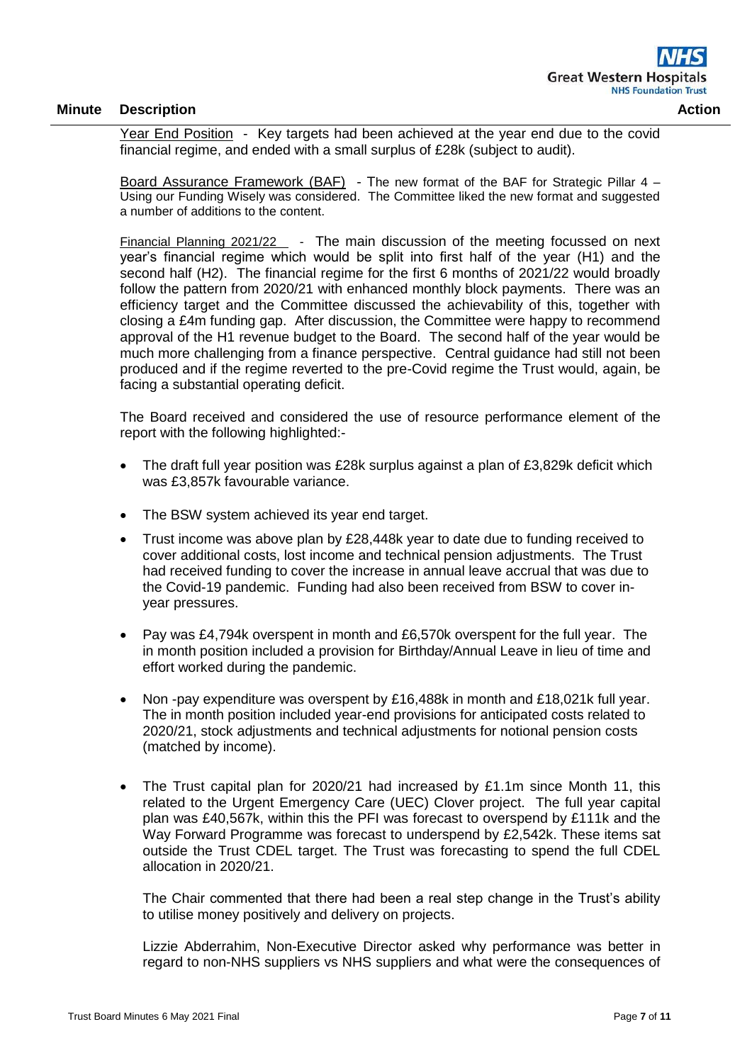Year End Position - Key targets had been achieved at the year end due to the covid financial regime, and ended with a small surplus of £28k (subject to audit).

Board Assurance Framework (BAF) - The new format of the BAF for Strategic Pillar 4 – Using our Funding Wisely was considered. The Committee liked the new format and suggested a number of additions to the content.

Financial Planning 2021/22 - The main discussion of the meeting focussed on next year's financial regime which would be split into first half of the year (H1) and the second half (H2). The financial regime for the first 6 months of 2021/22 would broadly follow the pattern from 2020/21 with enhanced monthly block payments. There was an efficiency target and the Committee discussed the achievability of this, together with closing a £4m funding gap. After discussion, the Committee were happy to recommend approval of the H1 revenue budget to the Board. The second half of the year would be much more challenging from a finance perspective. Central guidance had still not been produced and if the regime reverted to the pre-Covid regime the Trust would, again, be facing a substantial operating deficit.

The Board received and considered the use of resource performance element of the report with the following highlighted:-

- The draft full year position was £28k surplus against a plan of £3,829k deficit which was £3,857k favourable variance.
- The BSW system achieved its year end target.
- Trust income was above plan by £28,448k year to date due to funding received to cover additional costs, lost income and technical pension adjustments. The Trust had received funding to cover the increase in annual leave accrual that was due to the Covid-19 pandemic. Funding had also been received from BSW to cover in-year pressures.
- Pay was £4,794k overspent in month and £6,570k overspent for the full year. The in month position included a provision for Birthday/Annual Leave in lieu of time and effort worked during the pandemic.
- Non -pay expenditure was overspent by £16,488k in month and £18,021k full year. The in month position included year-end provisions for anticipated costs related to 2020/21, stock adjustments and technical adjustments for notional pension costs (matched by income).
- The Trust capital plan for 2020/21 had increased by £1.1m since Month 11, this related to the Urgent Emergency Care (UEC) Clover project. The full year capital plan was £40,567k, within this the PFI was forecast to overspend by £111k and the Way Forward Programme was forecast to underspend by £2,542k. These items sat outside the Trust CDEL target. The Trust was forecasting to spend the full CDEL allocation in 2020/21.

  The Chair commented that there had been a real step change in the Trust's ability to utilise money positively and delivery on projects.

  Lizzie Abderrahim, Non-Executive Director asked why performance was better in regard to non-NHS suppliers vs NHS suppliers and what were the consequences of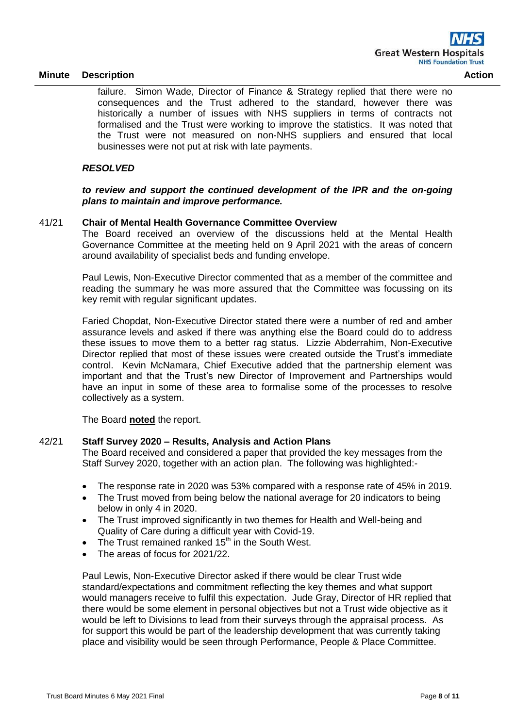| Minute | Description | Action |
|---|---|---|

failure. Simon Wade, Director of Finance & Strategy replied that there were no consequences and the Trust adhered to the standard, however there was historically a number of issues with NHS suppliers in terms of contracts not formalised and the Trust were working to improve the statistics. It was noted that the Trust were not measured on non-NHS suppliers and ensured that local businesses were not put at risk with late payments.

***RESOLVED***

***to review and support the continued development of the IPR and the on-going plans to maintain and improve performance.***

**41/21 Chair of Mental Health Governance Committee Overview**

The Board received an overview of the discussions held at the Mental Health Governance Committee at the meeting held on 9 April 2021 with the areas of concern around availability of specialist beds and funding envelope.

Paul Lewis, Non-Executive Director commented that as a member of the committee and reading the summary he was more assured that the Committee was focussing on its key remit with regular significant updates.

Faried Chopdat, Non-Executive Director stated there were a number of red and amber assurance levels and asked if there was anything else the Board could do to address these issues to move them to a better rag status. Lizzie Abderrahim, Non-Executive Director replied that most of these issues were created outside the Trust's immediate control. Kevin McNamara, Chief Executive added that the partnership element was important and that the Trust's new Director of Improvement and Partnerships would have an input in some of these area to formalise some of the processes to resolve collectively as a system.

The Board **noted** the report.

**42/21 Staff Survey 2020 – Results, Analysis and Action Plans**

The Board received and considered a paper that provided the key messages from the Staff Survey 2020, together with an action plan. The following was highlighted:-

- The response rate in 2020 was 53% compared with a response rate of 45% in 2019.
- The Trust moved from being below the national average for 20 indicators to being below in only 4 in 2020.
- The Trust improved significantly in two themes for Health and Well-being and Quality of Care during a difficult year with Covid-19.
- The Trust remained ranked 15th in the South West.
- The areas of focus for 2021/22.

Paul Lewis, Non-Executive Director asked if there would be clear Trust wide standard/expectations and commitment reflecting the key themes and what support would managers receive to fulfil this expectation. Jude Gray, Director of HR replied that there would be some element in personal objectives but not a Trust wide objective as it would be left to Divisions to lead from their surveys through the appraisal process. As for support this would be part of the leadership development that was currently taking place and visibility would be seen through Performance, People & Place Committee.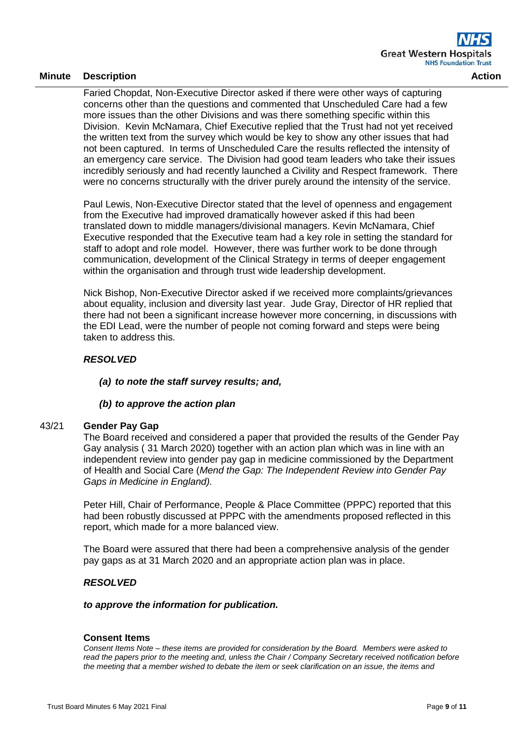| Minute | Description | Action |
|---|---|---|

Faried Chopdat, Non-Executive Director asked if there were other ways of capturing concerns other than the questions and commented that Unscheduled Care had a few more issues than the other Divisions and was there something specific within this Division. Kevin McNamara, Chief Executive replied that the Trust had not yet received the written text from the survey which would be key to show any other issues that had not been captured. In terms of Unscheduled Care the results reflected the intensity of an emergency care service. The Division had good team leaders who take their issues incredibly seriously and had recently launched a Civility and Respect framework. There were no concerns structurally with the driver purely around the intensity of the service.

Paul Lewis, Non-Executive Director stated that the level of openness and engagement from the Executive had improved dramatically however asked if this had been translated down to middle managers/divisional managers. Kevin McNamara, Chief Executive responded that the Executive team had a key role in setting the standard for staff to adopt and role model. However, there was further work to be done through communication, development of the Clinical Strategy in terms of deeper engagement within the organisation and through trust wide leadership development.

Nick Bishop, Non-Executive Director asked if we received more complaints/grievances about equality, inclusion and diversity last year. Jude Gray, Director of HR replied that there had not been a significant increase however more concerning, in discussions with the EDI Lead, were the number of people not coming forward and steps were being taken to address this.

***RESOLVED***

***(a) to note the staff survey results; and,***

***(b) to approve the action plan***

**43/21 Gender Pay Gap**

The Board received and considered a paper that provided the results of the Gender Pay Gay analysis ( 31 March 2020) together with an action plan which was in line with an independent review into gender pay gap in medicine commissioned by the Department of Health and Social Care (*Mend the Gap: The Independent Review into Gender Pay Gaps in Medicine in England).*

Peter Hill, Chair of Performance, People & Place Committee (PPPC) reported that this had been robustly discussed at PPPC with the amendments proposed reflected in this report, which made for a more balanced view.

The Board were assured that there had been a comprehensive analysis of the gender pay gaps as at 31 March 2020 and an appropriate action plan was in place.

***RESOLVED***

***to approve the information for publication.***

**Consent Items**

*Consent Items Note – these items are provided for consideration by the Board. Members were asked to read the papers prior to the meeting and, unless the Chair / Company Secretary received notification before the meeting that a member wished to debate the item or seek clarification on an issue, the items and*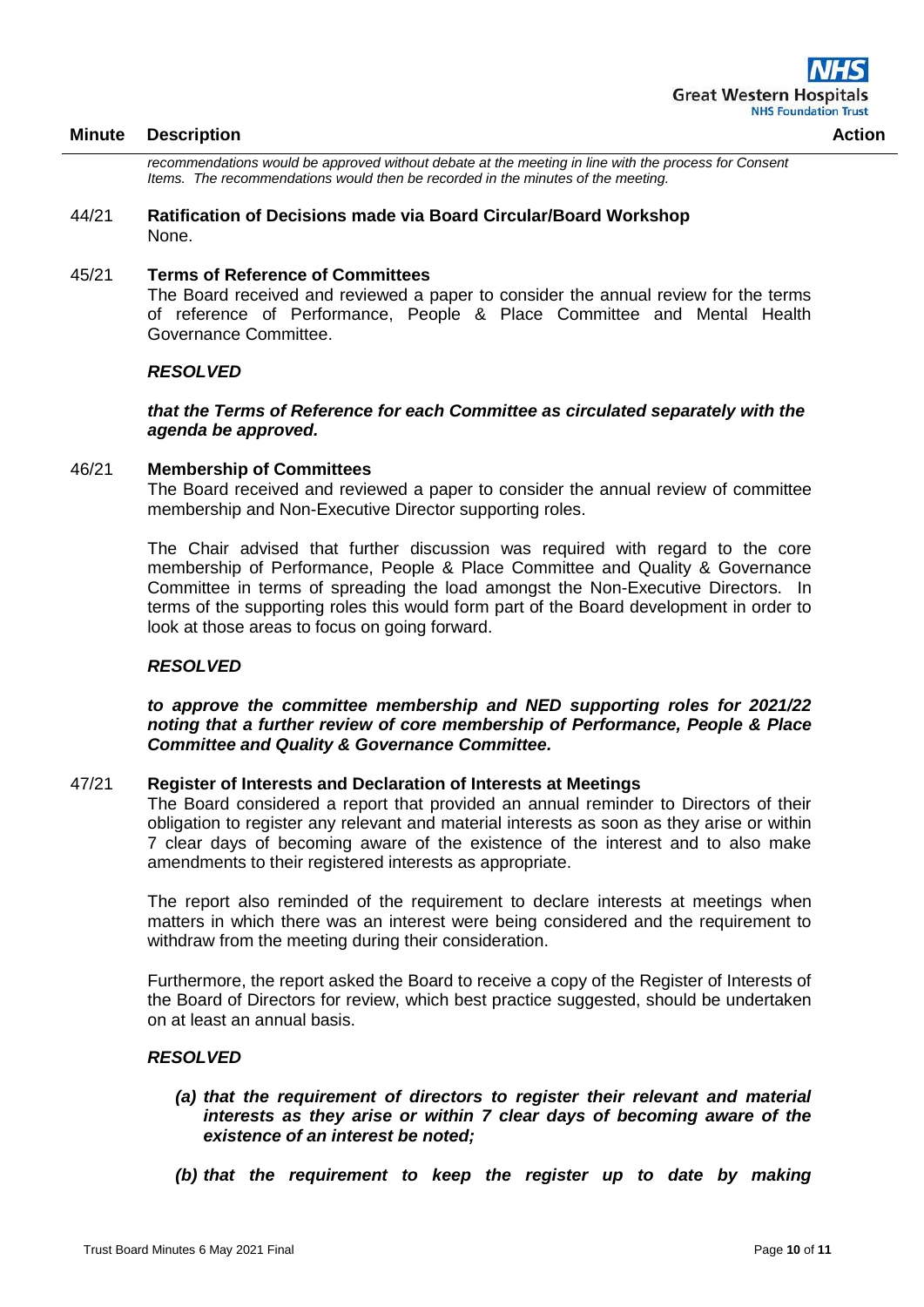| Minute | Description | Action |
|---|---|---|

*recommendations would be approved without debate at the meeting in line with the process for Consent Items. The recommendations would then be recorded in the minutes of the meeting.*

44/21 **Ratification of Decisions made via Board Circular/Board Workshop**

None.

45/21 **Terms of Reference of Committees**

The Board received and reviewed a paper to consider the annual review for the terms of reference of Performance, People & Place Committee and Mental Health Governance Committee.

***RESOLVED***

***that the Terms of Reference for each Committee as circulated separately with the agenda be approved.***

46/21 **Membership of Committees**

The Board received and reviewed a paper to consider the annual review of committee membership and Non-Executive Director supporting roles.

The Chair advised that further discussion was required with regard to the core membership of Performance, People & Place Committee and Quality & Governance Committee in terms of spreading the load amongst the Non-Executive Directors. In terms of the supporting roles this would form part of the Board development in order to look at those areas to focus on going forward.

***RESOLVED***

***to approve the committee membership and NED supporting roles for 2021/22 noting that a further review of core membership of Performance, People & Place Committee and Quality & Governance Committee.***

47/21 **Register of Interests and Declaration of Interests at Meetings**

The Board considered a report that provided an annual reminder to Directors of their obligation to register any relevant and material interests as soon as they arise or within 7 clear days of becoming aware of the existence of the interest and to also make amendments to their registered interests as appropriate.

The report also reminded of the requirement to declare interests at meetings when matters in which there was an interest were being considered and the requirement to withdraw from the meeting during their consideration.

Furthermore, the report asked the Board to receive a copy of the Register of Interests of the Board of Directors for review, which best practice suggested, should be undertaken on at least an annual basis.

***RESOLVED***

***(a) that the requirement of directors to register their relevant and material interests as they arise or within 7 clear days of becoming aware of the existence of an interest be noted;***

***(b) that the requirement to keep the register up to date by making***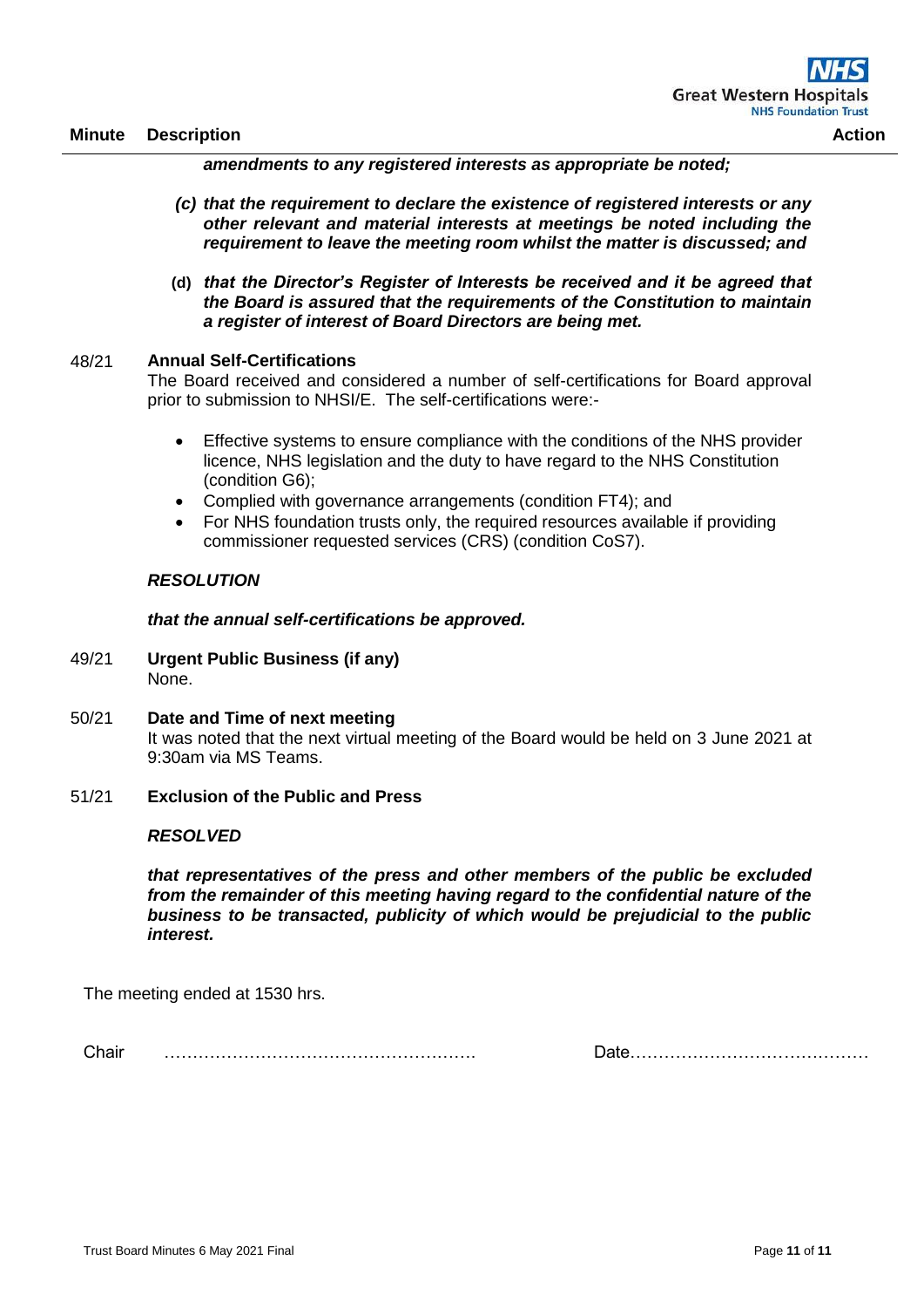| Minute | Description | Action |
|---|---|---|

***amendments to any registered interests as appropriate be noted;***

***(c) that the requirement to declare the existence of registered interests or any other relevant and material interests at meetings be noted including the requirement to leave the meeting room whilst the matter is discussed; and***

***(d) that the Director's Register of Interests be received and it be agreed that the Board is assured that the requirements of the Constitution to maintain a register of interest of Board Directors are being met.***

48/21 **Annual Self-Certifications**

The Board received and considered a number of self-certifications for Board approval prior to submission to NHSI/E. The self-certifications were:-

- Effective systems to ensure compliance with the conditions of the NHS provider licence, NHS legislation and the duty to have regard to the NHS Constitution (condition G6);
- Complied with governance arrangements (condition FT4); and
- For NHS foundation trusts only, the required resources available if providing commissioner requested services (CRS) (condition CoS7).

***RESOLUTION***

***that the annual self-certifications be approved.***

49/21 **Urgent Public Business (if any)**

None.

50/21 **Date and Time of next meeting**

It was noted that the next virtual meeting of the Board would be held on 3 June 2021 at 9:30am via MS Teams.

51/21 **Exclusion of the Public and Press**

***RESOLVED***

***that representatives of the press and other members of the public be excluded from the remainder of this meeting having regard to the confidential nature of the business to be transacted, publicity of which would be prejudicial to the public interest.***

The meeting ended at 1530 hrs.

Chair ……………………………………………… Date…………………………………